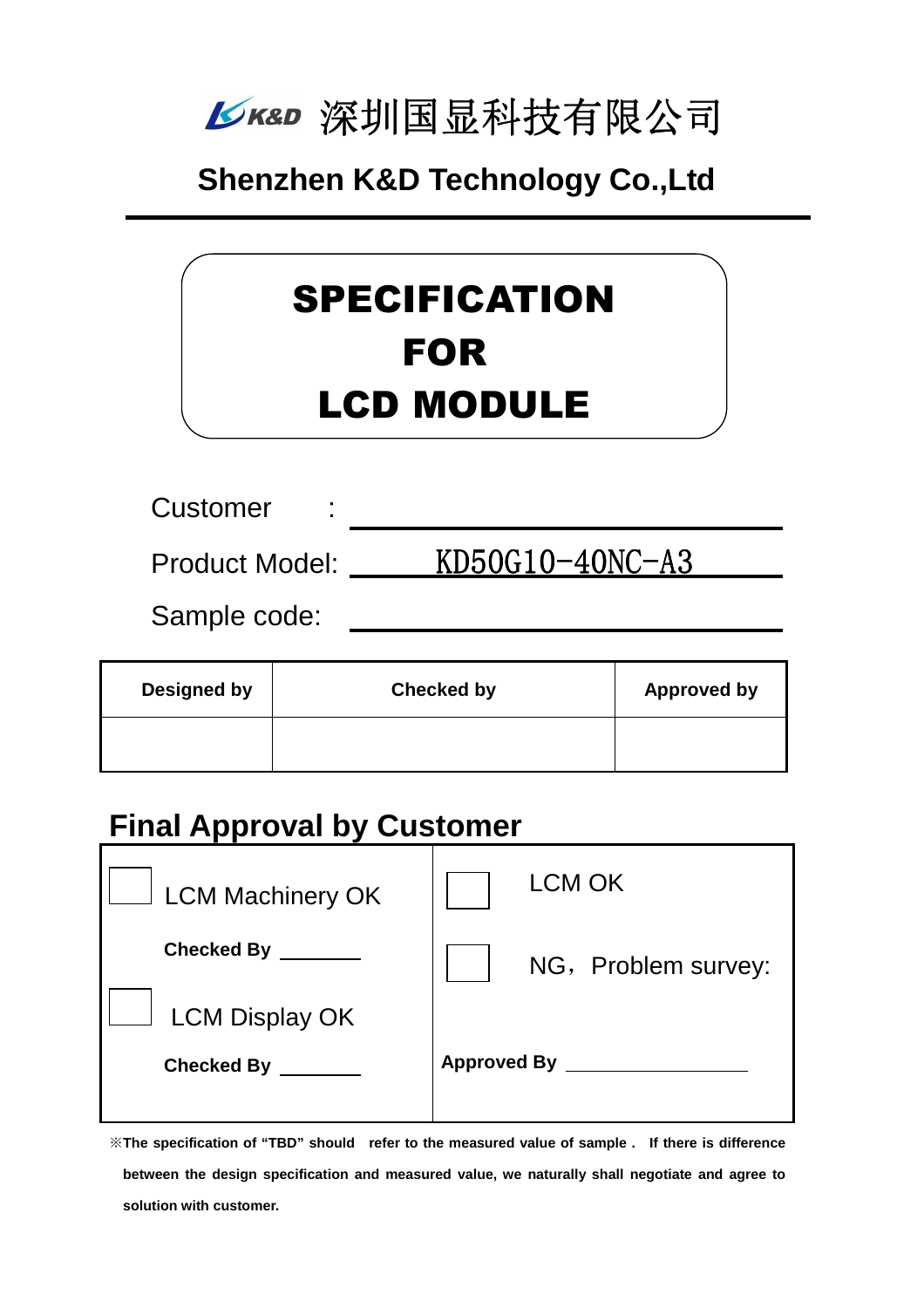# 深圳国显科技有限公司

## Shenzhen K&D Technology Co.,Ltd

# SPECIFICATION FOR LCD MODULE

Customer :

Product Model: KD50G10-40NC-A3

Sample code:

| Designed by | Checked by | Approved by |
|---|---|---|
| | | |

## Final Approval by Customer

| | |
|---|---|
| ☐ LCM Machinery OK<br><br>**Checked By** ________<br><br>☐ LCM Display OK<br><br>**Checked By** ________ | ☐ LCM OK<br><br>☐ NG，Problem survey:<br><br>**Approved By** ________________ |

**※The specification of "TBD" should refer to the measured value of sample . If there is difference between the design specification and measured value, we naturally shall negotiate and agree to solution with customer.**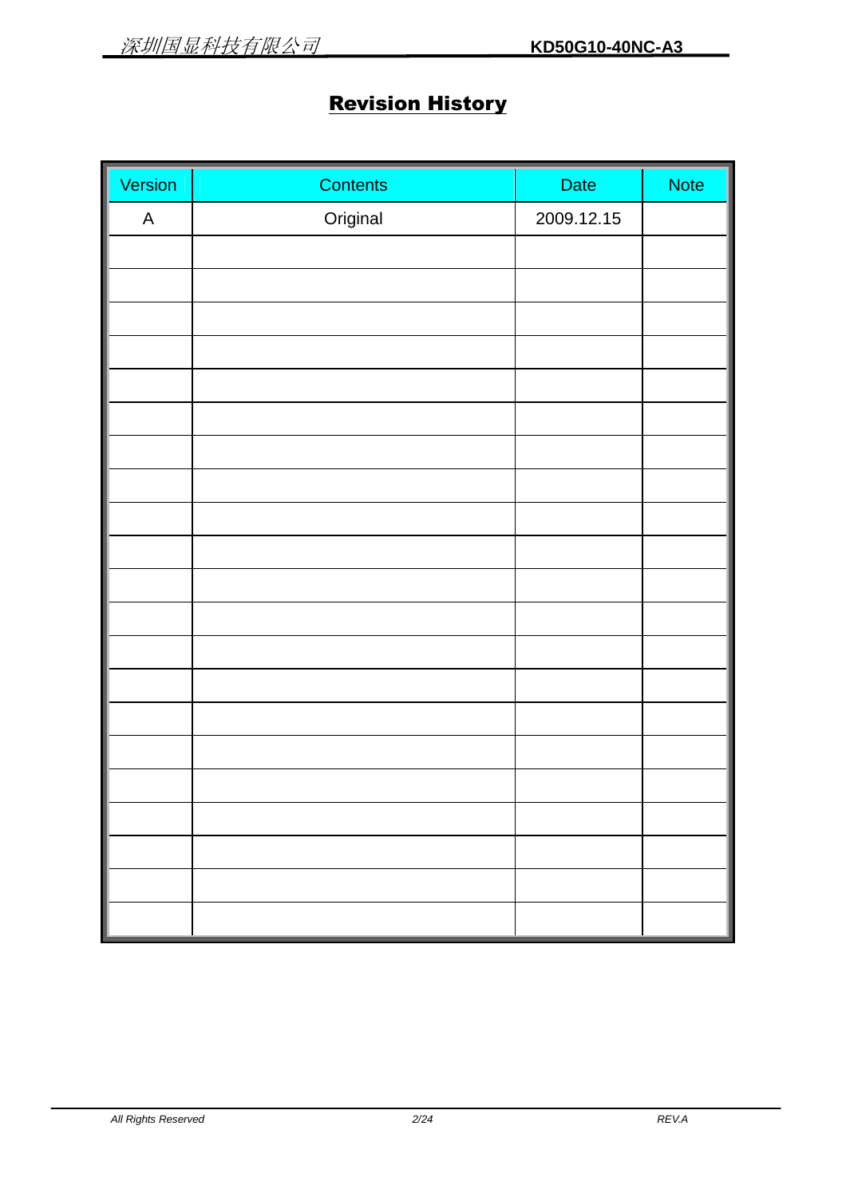# Revision History

| Version | Contents | Date | Note |
|---|---|---|---|
| A | Original | 2009.12.15 | |
| | | | |
| | | | |
| | | | |
| | | | |
| | | | |
| | | | |
| | | | |
| | | | |
| | | | |
| | | | |
| | | | |
| | | | |
| | | | |
| | | | |
| | | | |
| | | | |
| | | | |
| | | | |
| | | | |
| | | | |
| | | | |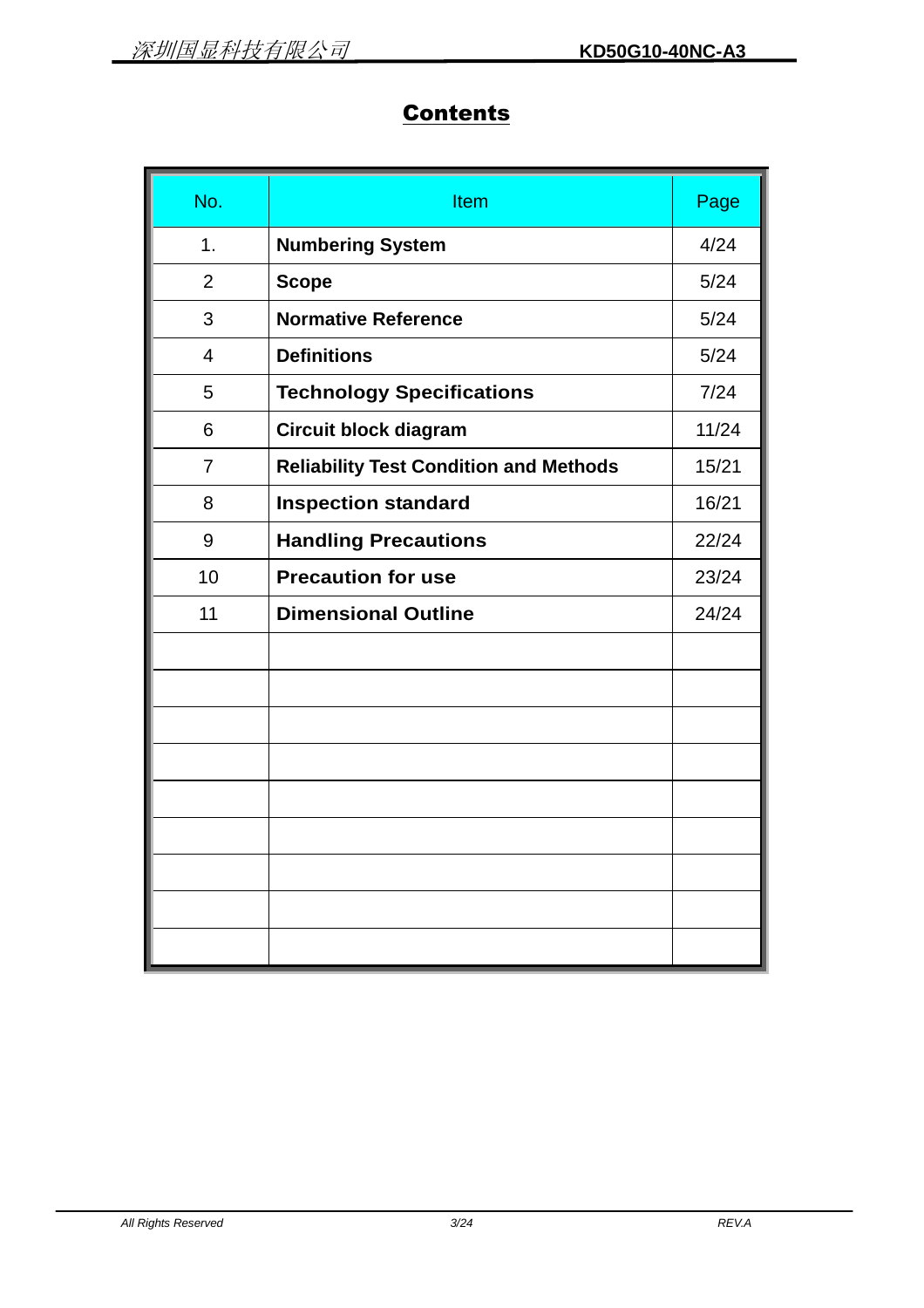# Contents

| No. | Item | Page |
|---|---|---|
| 1. | **Numbering System** | 4/24 |
| 2 | **Scope** | 5/24 |
| 3 | **Normative Reference** | 5/24 |
| 4 | **Definitions** | 5/24 |
| 5 | **Technology Specifications** | 7/24 |
| 6 | **Circuit block diagram** | 11/24 |
| 7 | **Reliability Test Condition and Methods** | 15/21 |
| 8 | **Inspection standard** | 16/21 |
| 9 | **Handling Precautions** | 22/24 |
| 10 | **Precaution for use** | 23/24 |
| 11 | **Dimensional Outline** | 24/24 |
| | | |
| | | |
| | | |
| | | |
| | | |
| | | |
| | | |
| | | |
| | | |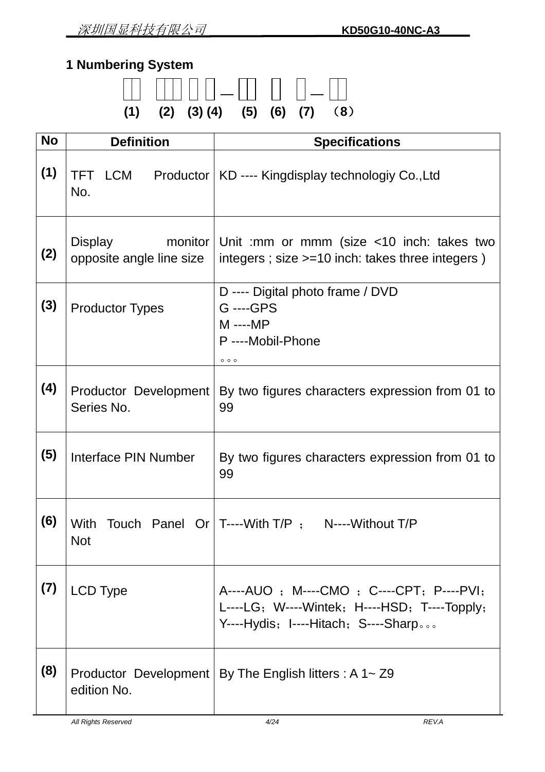## 1 Numbering System

□□ □□□ □ □ — □□ □ □ — □□

(1) (2) (3) (4) (5) (6) (7) （8）

| No | Definition | Specifications |
|---|---|---|
| (1) | TFT LCM Productor No. | KD ---- Kingdisplay technologiy Co.,Ltd |
| (2) | Display monitor opposite angle line size | Unit :mm or mmm (size <10 inch: takes two integers ; size >=10 inch: takes three integers ) |
| (3) | Productor Types | D ---- Digital photo frame / DVD<br>G ----GPS<br>M ----MP<br>P ----Mobil-Phone<br>。。。 |
| (4) | Productor Development Series No. | By two figures characters expression from 01 to 99 |
| (5) | Interface PIN Number | By two figures characters expression from 01 to 99 |
| (6) | With Touch Panel Or Not | T----With T/P ； N----Without T/P |
| (7) | LCD Type | A----AUO ；M----CMO ；C----CPT；P----PVI；L----LG；W----Wintek；H----HSD；T----Topply；Y----Hydis；I----Hitach；S----Sharp。。。 |
| (8) | Productor Development edition No. | By The English litters : A 1~ Z9 |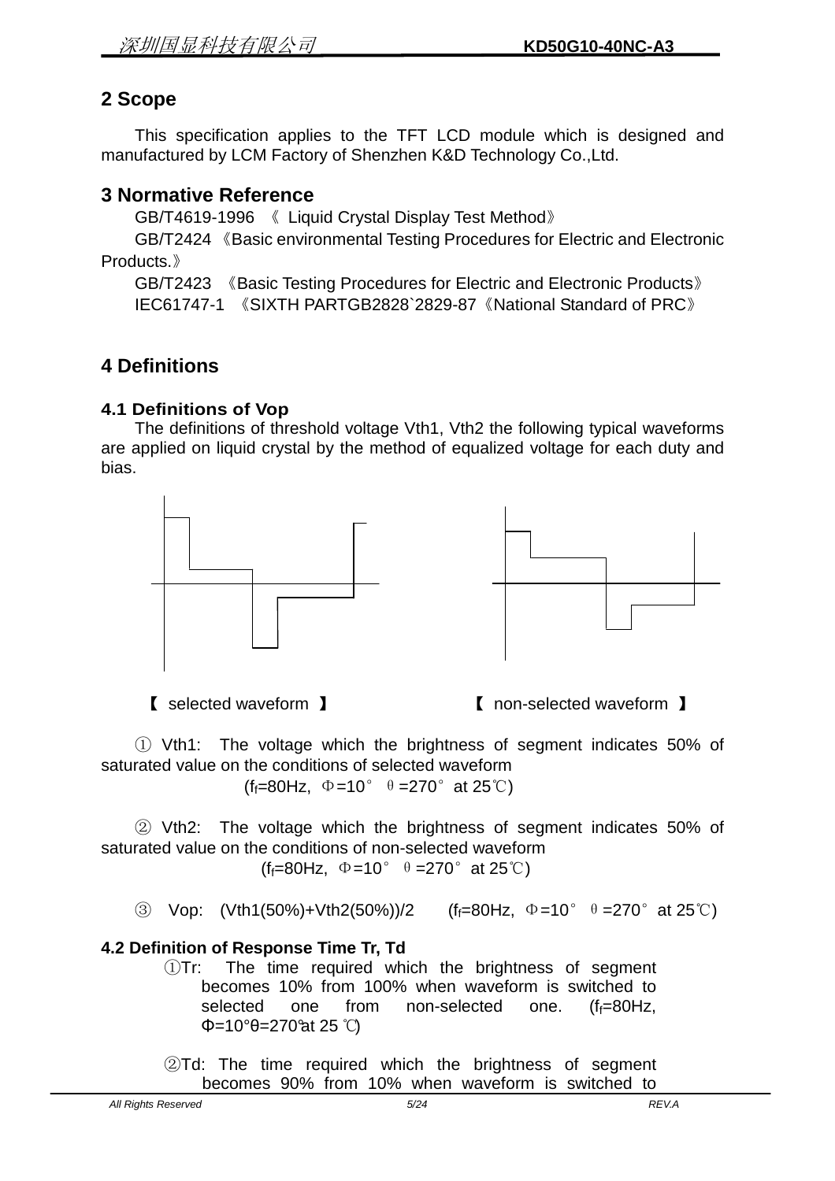## 2 Scope

This specification applies to the TFT LCD module which is designed and manufactured by LCM Factory of Shenzhen K&D Technology Co.,Ltd.

## 3 Normative Reference

GB/T4619-1996 《 Liquid Crystal Display Test Method》

GB/T2424《Basic environmental Testing Procedures for Electric and Electronic Products.》

GB/T2423 《Basic Testing Procedures for Electric and Electronic Products》

IEC61747-1 《SIXTH PARTGB2828`2829-87《National Standard of PRC》

## 4 Definitions

### 4.1 Definitions of Vop

The definitions of threshold voltage Vth1, Vth2 the following typical waveforms are applied on liquid crystal by the method of equalized voltage for each duty and bias.

【 selected waveform 】 【 non-selected waveform 】

① Vth1: The voltage which the brightness of segment indicates 50% of saturated value on the conditions of selected waveform ($f_f$=80Hz, Φ=10° θ=270° at 25℃)

② Vth2: The voltage which the brightness of segment indicates 50% of saturated value on the conditions of non-selected waveform ($f_f$=80Hz, Φ=10° θ=270° at 25℃)

③ Vop: (Vth1(50%)+Vth2(50%))/2 ($f_f$=80Hz, Φ=10° θ=270° at 25℃)

### 4.2 Definition of Response Time Tr, Td

①Tr: The time required which the brightness of segment becomes 10% from 100% when waveform is switched to selected one from non-selected one. ($f_f$=80Hz, Φ=10°θ=270°at 25 ℃)

②Td: The time required which the brightness of segment becomes 90% from 10% when waveform is switched to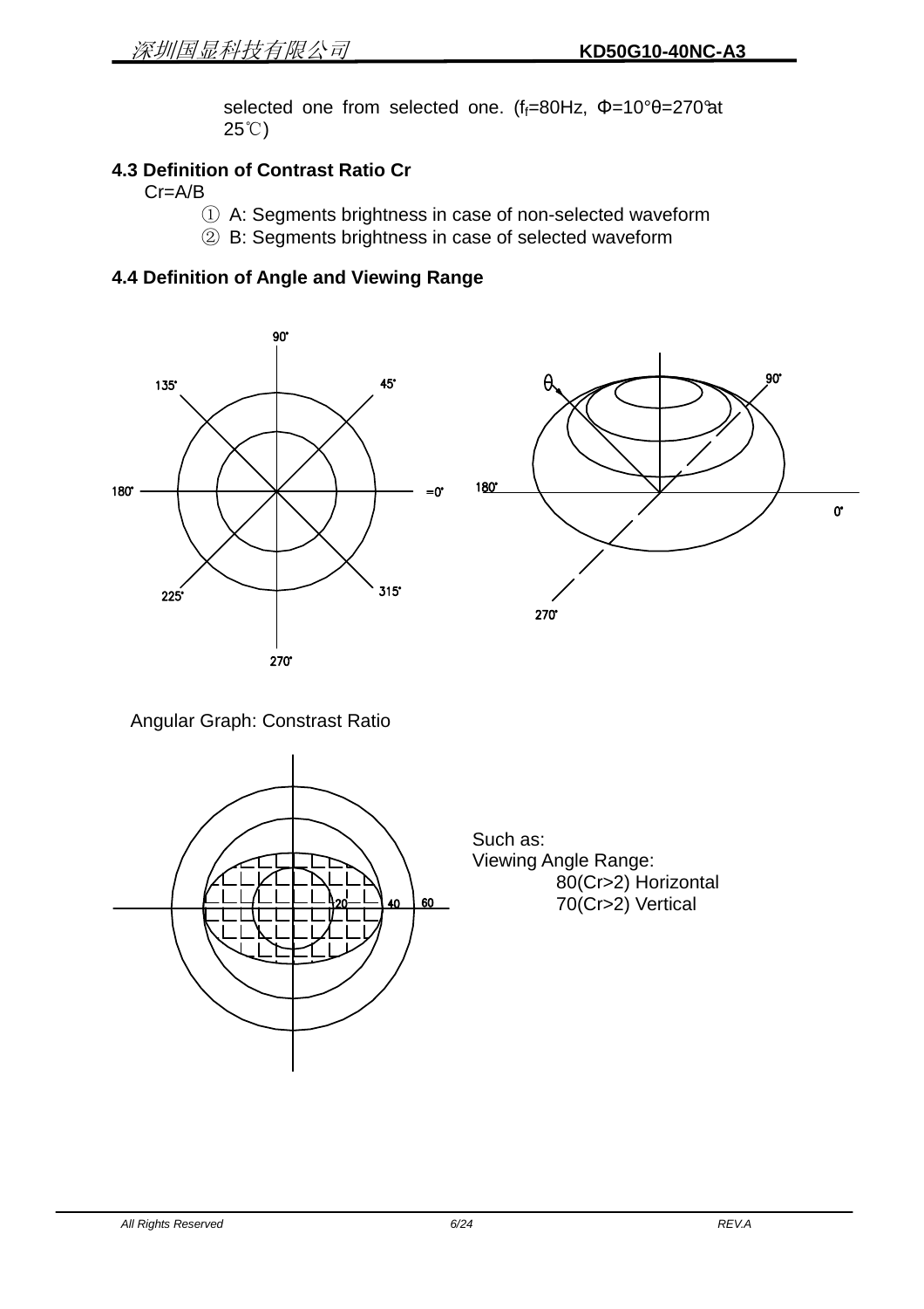selected one from selected one. ($f_f$=80Hz, Φ=10°θ=270°at 25℃)

### 4.3 Definition of Contrast Ratio Cr

Cr=A/B

① A: Segments brightness in case of non-selected waveform

② B: Segments brightness in case of selected waveform

### 4.4 Definition of Angle and Viewing Range

Angular Graph: Constrast Ratio

Such as:
Viewing Angle Range:
80(Cr>2) Horizontal
70(Cr>2) Vertical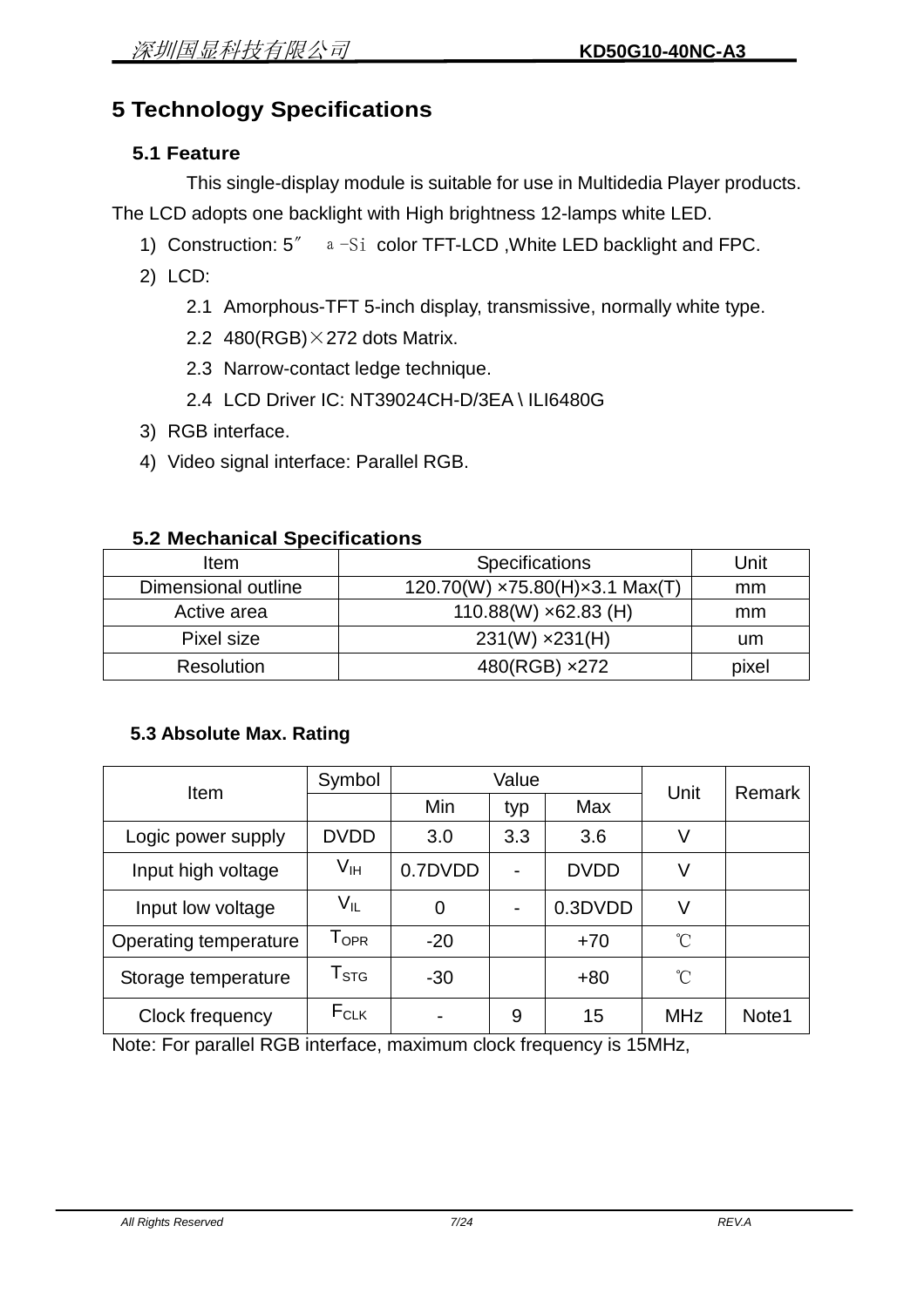# 5 Technology Specifications

## 5.1 Feature

This single-display module is suitable for use in Multidedia Player products. The LCD adopts one backlight with High brightness 12-lamps white LED.

1) Construction: 5″ a-Si color TFT-LCD ,White LED backlight and FPC.
2) LCD:
   - 2.1 Amorphous-TFT 5-inch display, transmissive, normally white type.
   - 2.2 480(RGB)×272 dots Matrix.
   - 2.3 Narrow-contact ledge technique.
   - 2.4 LCD Driver IC: NT39024CH-D/3EA \ ILI6480G
3) RGB interface.
4) Video signal interface: Parallel RGB.

## 5.2 Mechanical Specifications

| Item | Specifications | Unit |
|---|---|---|
| Dimensional outline | 120.70(W) ×75.80(H)×3.1 Max(T) | mm |
| Active area | 110.88(W) ×62.83 (H) | mm |
| Pixel size | 231(W) ×231(H) | um |
| Resolution | 480(RGB) ×272 | pixel |

## 5.3 Absolute Max. Rating

| Item | Symbol | Value | | | Unit | Remark |
|---|---|---|---|---|---|---|
| | | Min | typ | Max | | |
| Logic power supply | DVDD | 3.0 | 3.3 | 3.6 | V | |
| Input high voltage | $V_{IH}$ | 0.7DVDD | - | DVDD | V | |
| Input low voltage | $V_{IL}$ | 0 | - | 0.3DVDD | V | |
| Operating temperature | $T_{OPR}$ | -20 | | +70 | ℃ | |
| Storage temperature | $T_{STG}$ | -30 | | +80 | ℃ | |
| Clock frequency | $F_{CLK}$ | - | 9 | 15 | MHz | Note1 |

Note: For parallel RGB interface, maximum clock frequency is 15MHz,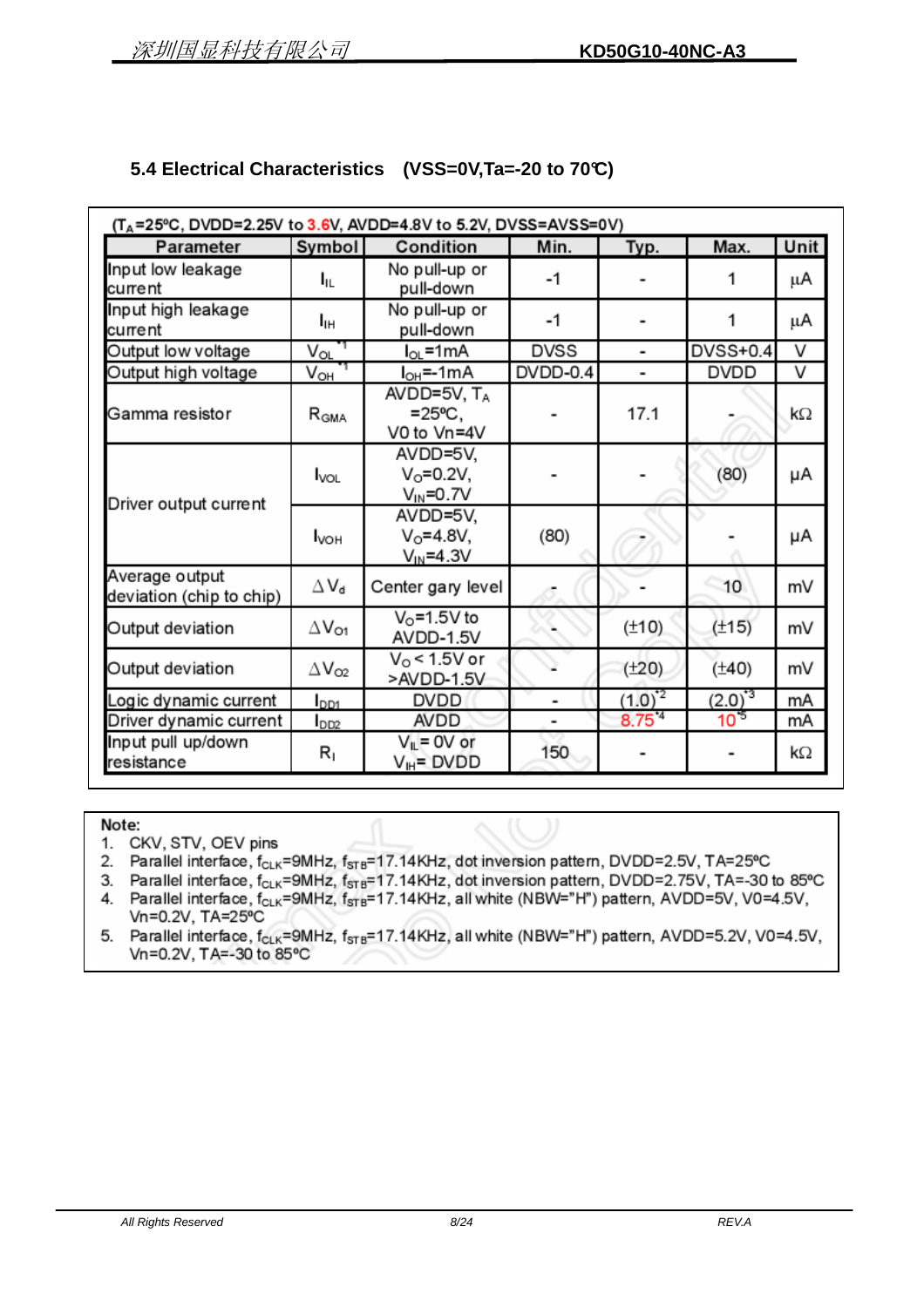## 5.4 Electrical Characteristics (VSS=0V,Ta=-20 to 70℃)

($T_A$=25ºC, DVDD=2.25V to 3.6V, AVDD=4.8V to 5.2V, DVSS=AVSS=0V)

| Parameter | Symbol | Condition | Min. | Typ. | Max. | Unit |
|---|---|---|---|---|---|---|
| Input low leakage current | $I_{IL}$ | No pull-up or pull-down | -1 | - | 1 | µA |
| Input high leakage current | $I_{IH}$ | No pull-up or pull-down | -1 | - | 1 | µA |
| Output low voltage | $V_{OL}$ *1 | $I_{OL}$=1mA | DVSS | - | DVSS+0.4 | V |
| Output high voltage | $V_{OH}$ *1 | $I_{OH}$=-1mA | DVDD-0.4 | - | DVDD | V |
| Gamma resistor | $R_{GMA}$ | AVDD=5V, $T_A$ =25ºC, V0 to Vn=4V | - | 17.1 | - | kΩ |
| Driver output current | $I_{VOL}$ | AVDD=5V, $V_O$=0.2V, $V_{IN}$=0.7V | - | - | (80) | µA |
| | $I_{VOH}$ | AVDD=5V, $V_O$=4.8V, $V_{IN}$=4.3V | (80) | - | - | µA |
| Average output deviation (chip to chip) | $\Delta V_d$ | Center gary level | - | - | 10 | mV |
| Output deviation | $\Delta V_{O1}$ | $V_O$=1.5V to AVDD-1.5V | - | (±10) | (±15) | mV |
| Output deviation | $\Delta V_{O2}$ | $V_O$ < 1.5V or >AVDD-1.5V | - | (±20) | (±40) | mV |
| Logic dynamic current | $I_{DD1}$ | DVDD | - | (1.0) *2 | (2.0) *3 | mA |
| Driver dynamic current | $I_{DD2}$ | AVDD | - | 8.75 *4 | 10 *5 | mA |
| Input pull up/down resistance | $R_I$ | $V_{IL}$ = 0V or $V_{IH}$ = DVDD | 150 | - | - | kΩ |

Note:

1. CKV, STV, OEV pins
2. Parallel interface, $f_{CLK}$=9MHz, $f_{STB}$=17.14KHz, dot inversion pattern, DVDD=2.5V, TA=25ºC
3. Parallel interface, $f_{CLK}$=9MHz, $f_{STB}$=17.14KHz, dot inversion pattern, DVDD=2.75V, TA=-30 to 85ºC
4. Parallel interface, $f_{CLK}$=9MHz, $f_{STB}$=17.14KHz, all white (NBW="H") pattern, AVDD=5V, V0=4.5V, Vn=0.2V, TA=25ºC
5. Parallel interface, $f_{CLK}$=9MHz, $f_{STB}$=17.14KHz, all white (NBW="H") pattern, AVDD=5.2V, V0=4.5V, Vn=0.2V, TA=-30 to 85ºC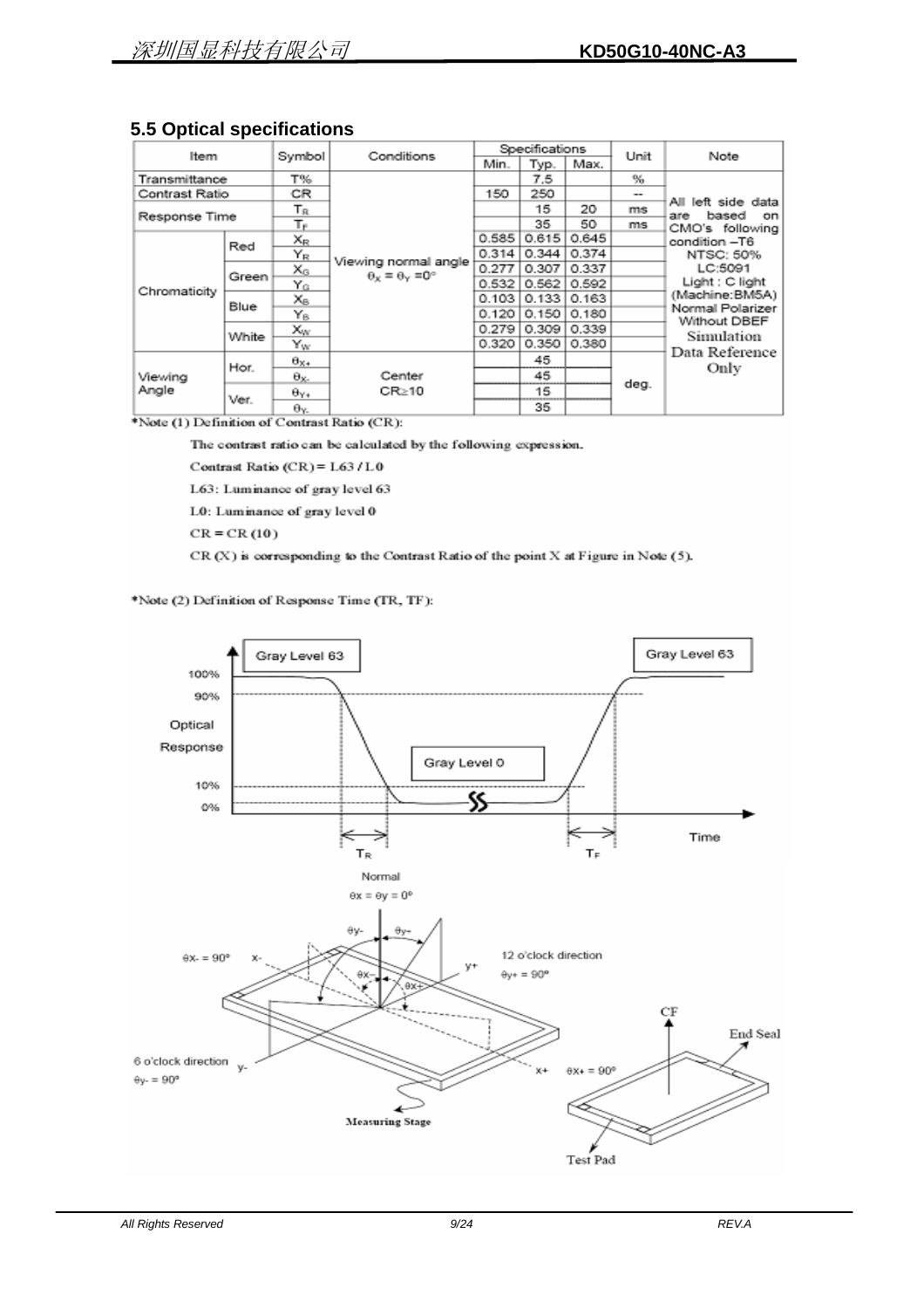## 5.5 Optical specifications

| Item | | Symbol | Conditions | Specifications | | | Unit | Note |
|---|---|---|---|---|---|---|---|---|
| | | | | Min. | Typ. | Max. | | |
| Transmittance | | T% | Viewing normal angle $\theta_X = \theta_Y = 0°$ | | 7.5 | | % | All left side data are based on CMO's following condition –T6 NTSC: 50% LC:5091 Light : C light (Machine:BM5A) Normal Polarizer Without DBEF Simulation Data Reference Only |
| Contrast Ratio | | CR | | 150 | 250 | | -- | |
| Response Time | | $T_R$ | | | 15 | 20 | ms | |
| | | $T_F$ | | | 35 | 50 | ms | |
| Chromaticity | Red | $X_R$ | | 0.585 | 0.615 | 0.645 | | |
| | | $Y_R$ | | 0.314 | 0.344 | 0.374 | | |
| | Green | $X_G$ | | 0.277 | 0.307 | 0.337 | | |
| | | $Y_G$ | | 0.532 | 0.562 | 0.592 | | |
| | Blue | $X_B$ | | 0.103 | 0.133 | 0.163 | | |
| | | $Y_B$ | | 0.120 | 0.150 | 0.180 | | |
| | White | $X_W$ | | 0.279 | 0.309 | 0.339 | | |
| | | $Y_W$ | | 0.320 | 0.350 | 0.380 | | |
| Viewing Angle | Hor. | $\theta_{X+}$ | Center CR≥10 | | 45 | | deg. | |
| | | $\theta_{X-}$ | | | 45 | | | |
| | Ver. | $\theta_{Y+}$ | | | 15 | | | |
| | | $\theta_{Y-}$ | | | 35 | | | |

*Note (1) Definition of Contrast Ratio (CR):

The contrast ratio can be calculated by the following expression.

Contrast Ratio (CR) = L63 / L0

L63: Luminance of gray level 63

L0: Luminance of gray level 0

CR = CR (10)

CR (X) is corresponding to the Contrast Ratio of the point X at Figure in Note (5).

*Note (2) Definition of Response Time (TR, TF):

Gray Level 63 — Gray Level 0 — Gray Level 63

100% / 90% / Optical Response / 10% / 0% — Time — $T_R$ — $T_F$

Normal $\theta x = \theta y = 0°$

$\theta y-$, $\theta y+$, $\theta x-$, $\theta x+$

$\theta X- = 90°$ x- ; 12 o'clock direction $\theta y+ = 90°$ y+ ; 6 o'clock direction y- $\theta y- = 90°$ ; x+ $\theta X+ = 90°$

Measuring Stage

CF — End Seal — Test Pad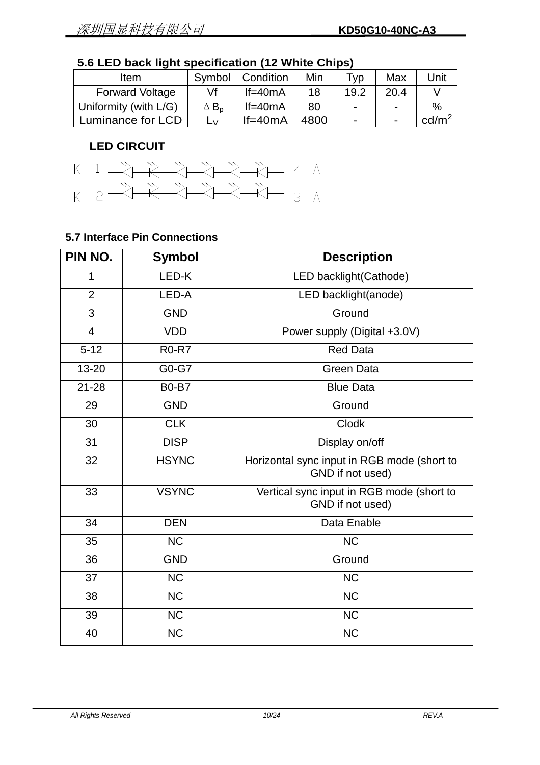### 5.6 LED back light specification (12 White Chips)

| Item | Symbol | Condition | Min | Typ | Max | Unit |
|---|---|---|---|---|---|---|
| Forward Voltage | Vf | If=40mA | 18 | 19.2 | 20.4 | V |
| Uniformity (with L/G) | $\Delta B_p$ | If=40mA | 80 | - | - | % |
| Luminance for LCD | $L_V$ | If=40mA | 4800 | - | - | cd/m$^2$ |

**LED CIRCUIT**

K 1 —(6 LEDs in series)— 4 A

K 2 —(6 LEDs in series)— 3 A

### 5.7 Interface Pin Connections

| PIN NO. | Symbol | Description |
|---|---|---|
| 1 | LED-K | LED backlight(Cathode) |
| 2 | LED-A | LED backlight(anode) |
| 3 | GND | Ground |
| 4 | VDD | Power supply (Digital +3.0V) |
| 5-12 | R0-R7 | Red Data |
| 13-20 | G0-G7 | Green Data |
| 21-28 | B0-B7 | Blue Data |
| 29 | GND | Ground |
| 30 | CLK | Clodk |
| 31 | DISP | Display on/off |
| 32 | HSYNC | Horizontal sync input in RGB mode (short to GND if not used) |
| 33 | VSYNC | Vertical sync input in RGB mode (short to GND if not used) |
| 34 | DEN | Data Enable |
| 35 | NC | NC |
| 36 | GND | Ground |
| 37 | NC | NC |
| 38 | NC | NC |
| 39 | NC | NC |
| 40 | NC | NC |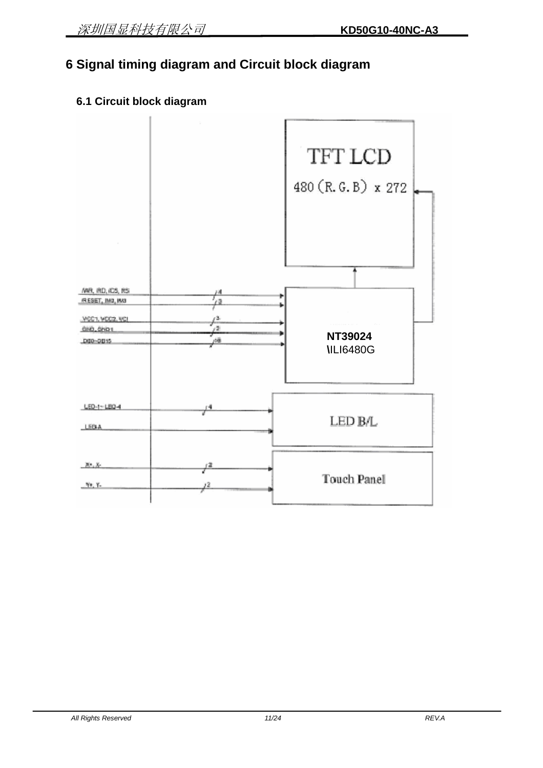# 6 Signal timing diagram and Circuit block diagram

## 6.1 Circuit block diagram

TFT LCD

480 (R.G.B) x 272

/WR, /RD, /CS, RS — 4

/RESET, IM0, IM3 — 3

VCC1, VCC2, VCI — 3

GND, GND1 — 2

DB0~DB15 — 16

**NT39024**
\ILI6480G

LED-1~ LED-4 — 4

LED-A

LED B/L

X+, X- — 2

Y+, Y- — 2

Touch Panel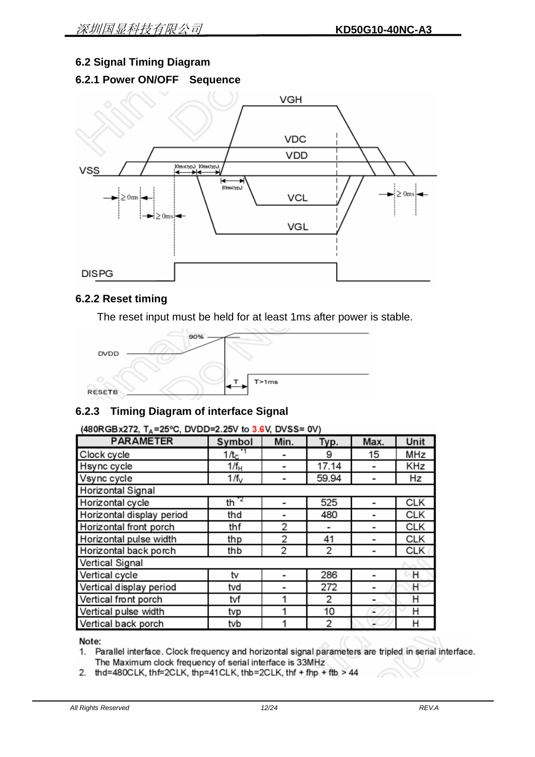### 6.2 Signal Timing Diagram

#### 6.2.1 Power ON/OFF Sequence

#### 6.2.2 Reset timing

The reset input must be held for at least 1ms after power is stable.

#### 6.2.3 Timing Diagram of interface Signal

(480RGBx272, $T_A$=25ºC, DVDD=2.25V to 3.6V, DVSS= 0V)

| PARAMETER | Symbol | Min. | Typ. | Max. | Unit |
|---|---|---|---|---|---|
| Clock cycle | $1/t_C$ *1 | - | 9 | 15 | MHz |
| Hsync cycle | $1/f_H$ | - | 17.14 | - | KHz |
| Vsync cycle | $1/f_V$ | - | 59.94 | - | Hz |
| Horizontal Signal | | | | | |
| Horizontal cycle | th *2 | - | 525 | - | CLK |
| Horizontal display period | thd | - | 480 | - | CLK |
| Horizontal front porch | thf | 2 | - | - | CLK |
| Horizontal pulse width | thp | 2 | 41 | - | CLK |
| Horizontal back porch | thb | 2 | 2 | - | CLK |
| Vertical Signal | | | | | |
| Vertical cycle | tv | - | 286 | - | H |
| Vertical display period | tvd | - | 272 | - | H |
| Vertical front porch | tvf | 1 | 2 | - | H |
| Vertical pulse width | tvp | 1 | 10 | - | H |
| Vertical back porch | tvb | 1 | 2 | - | H |

Note:

1. Parallel interface. Clock frequency and horizontal signal parameters are tripled in serial interface. The Maximum clock frequency of serial interface is 33MHz
2. thd=480CLK, thf=2CLK, thp=41CLK, thb=2CLK, thf + fhp + ftb > 44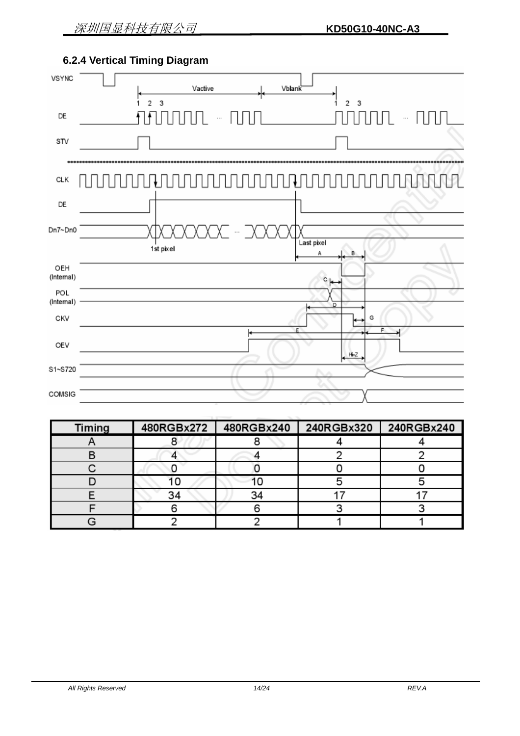### 6.2.4 Vertical Timing Diagram

| Timing | 480RGBx272 | 480RGBx240 | 240RGBx320 | 240RGBx240 |
|---|---|---|---|---|
| A | 8 | 8 | 4 | 4 |
| B | 4 | 4 | 2 | 2 |
| C | 0 | 0 | 0 | 0 |
| D | 10 | 10 | 5 | 5 |
| E | 34 | 34 | 17 | 17 |
| F | 6 | 6 | 3 | 3 |
| G | 2 | 2 | 1 | 1 |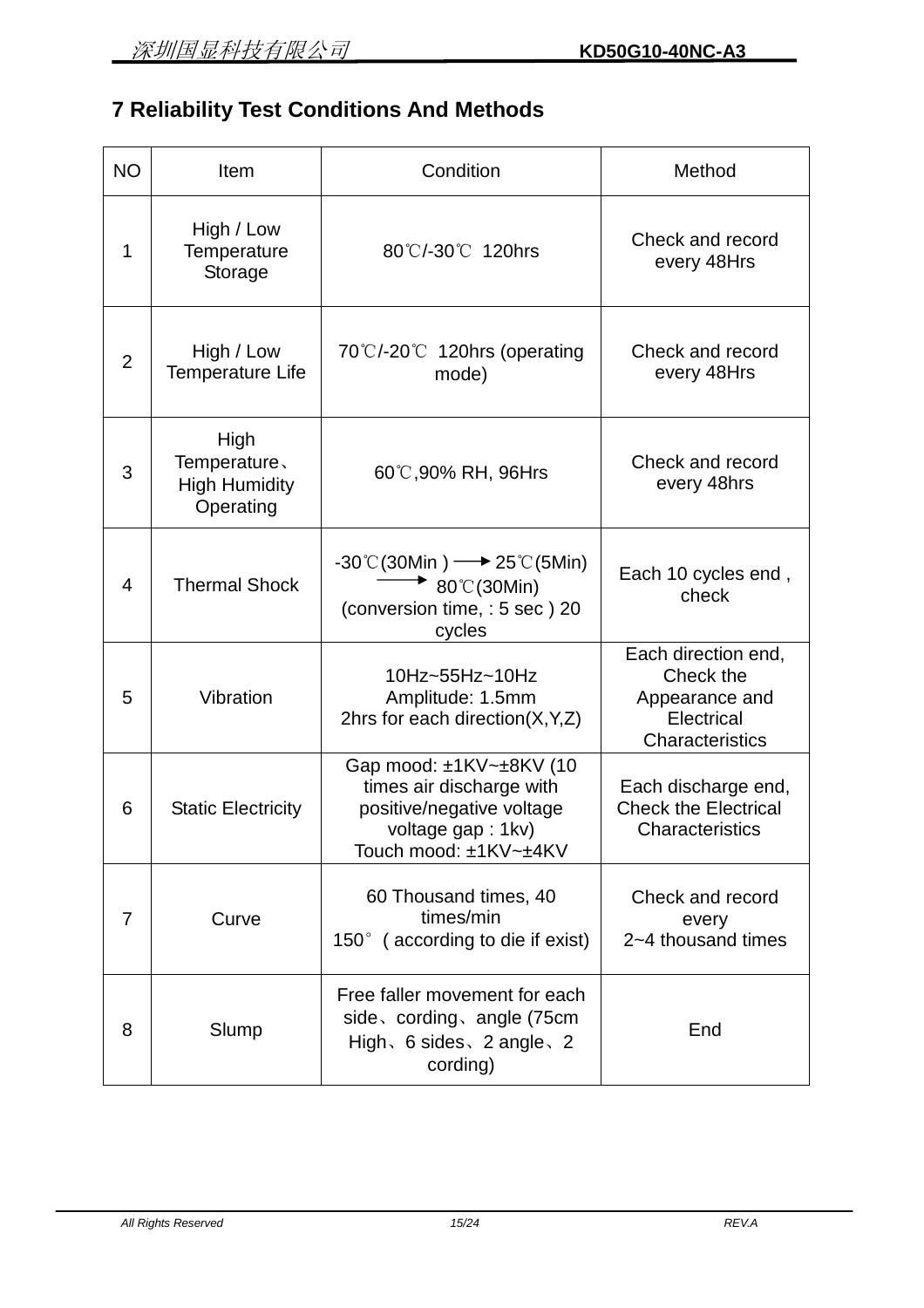# 7 Reliability Test Conditions And Methods

| NO | Item | Condition | Method |
|---|---|---|---|
| 1 | High / Low Temperature Storage | 80℃/-30℃ 120hrs | Check and record every 48Hrs |
| 2 | High / Low Temperature Life | 70℃/-20℃ 120hrs (operating mode) | Check and record every 48Hrs |
| 3 | High Temperature、High Humidity Operating | 60℃,90% RH, 96Hrs | Check and record every 48hrs |
| 4 | Thermal Shock | -30℃(30Min ) → 25℃(5Min) → 80℃(30Min) (conversion time, : 5 sec ) 20 cycles | Each 10 cycles end , check |
| 5 | Vibration | 10Hz~55Hz~10Hz Amplitude: 1.5mm 2hrs for each direction(X,Y,Z) | Each direction end, Check the Appearance and Electrical Characteristics |
| 6 | Static Electricity | Gap mood: ±1KV~±8KV (10 times air discharge with positive/negative voltage voltage gap : 1kv) Touch mood: ±1KV~±4KV | Each discharge end, Check the Electrical Characteristics |
| 7 | Curve | 60 Thousand times, 40 times/min 150° ( according to die if exist) | Check and record every 2~4 thousand times |
| 8 | Slump | Free faller movement for each side、cording、angle (75cm High、6 sides、2 angle、2 cording) | End |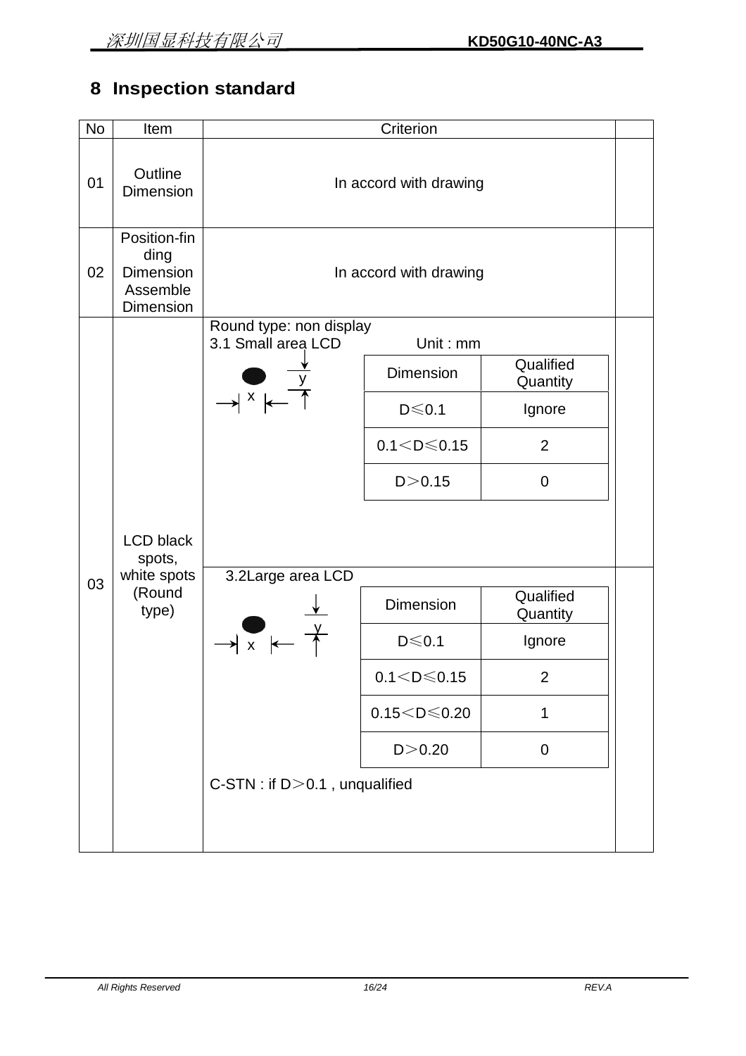## 8 Inspection standard

| No | Item | Criterion | |
|---|---|---|---|
| 01 | Outline Dimension | In accord with drawing | |
| 02 | Position-finding Dimension Assemble Dimension | In accord with drawing | |
| 03 | LCD black spots, white spots (Round type) | Round type: non display<br>3.1 Small area LCD Unit : mm<br>x, y<br><br>Dimension / Qualified Quantity:<br>D≤0.1 — Ignore<br>0.1<D≤0.15 — 2<br>D>0.15 — 0 | |
| | | 3.2Large area LCD<br>x, y<br><br>Dimension / Qualified Quantity:<br>D≤0.1 — Ignore<br>0.1<D≤0.15 — 2<br>0.15<D≤0.20 — 1<br>D>0.20 — 0<br><br>C-STN : if D>0.1 , unqualified | |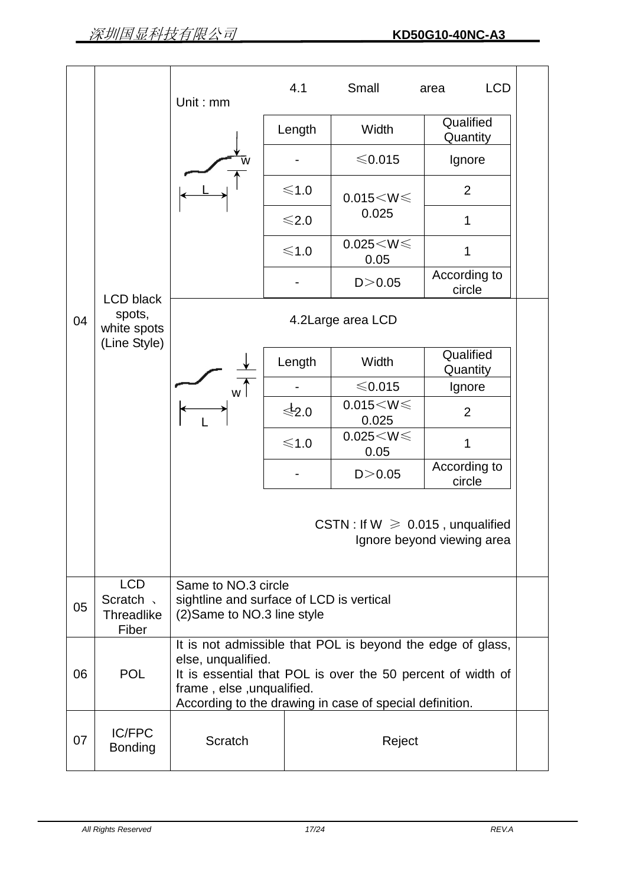| No. | Item | Criteria | |
|---|---|---|---|
| 04 | LCD black spots, white spots (Line Style) | **4.1 Small area LCD**<br>Unit : mm<br><br>Length \| Width \| Qualified Quantity<br>- \| ≤0.015 \| Ignore<br>≤1.0 \| 0.015＜W≤0.025 \| 2<br>≤2.0 \| 0.015＜W≤0.025 \| 1<br>≤1.0 \| 0.025＜W≤0.05 \| 1<br>- \| D＞0.05 \| According to circle | |
| | | **4.2 Large area LCD**<br><br>Length \| Width \| Qualified Quantity<br>- \| ≤0.015 \| Ignore<br>≤2.0 \| 0.015＜W≤0.025 \| 2<br>≤1.0 \| 0.025＜W≤0.05 \| 1<br>- \| D＞0.05 \| According to circle<br><br>CSTN : If W ≥ 0.015 , unqualified<br>Ignore beyond viewing area | |
| 05 | LCD Scratch 、Threadlike Fiber | Same to NO.3 circle<br>sightline and surface of LCD is vertical<br>(2)Same to NO.3 line style | |
| 06 | POL | It is not admissible that POL is beyond the edge of glass, else, unqualified.<br>It is essential that POL is over the 50 percent of width of frame , else ,unqualified.<br>According to the drawing in case of special definition. | |
| 07 | IC/FPC Bonding | Scratch — Reject | |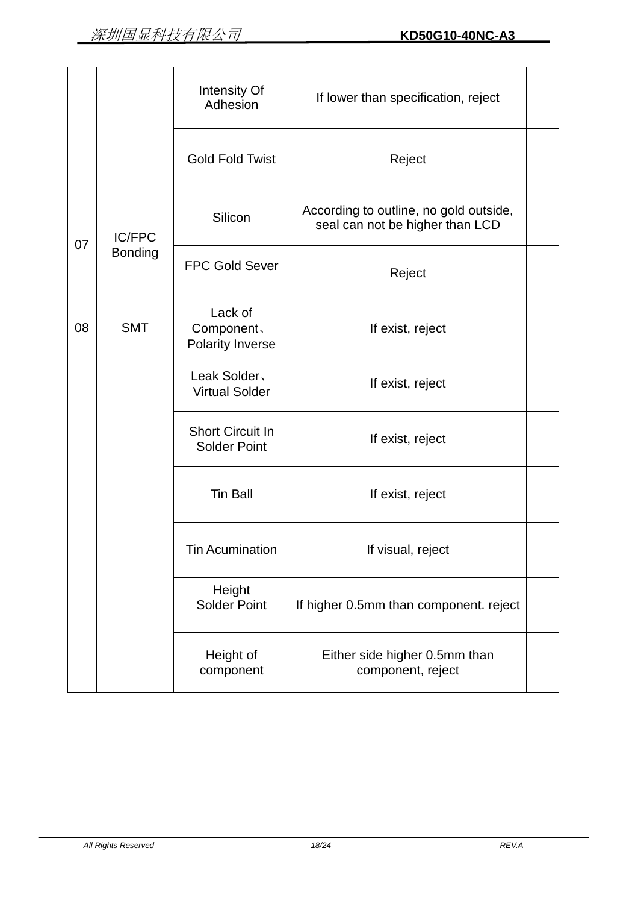|  |  | Intensity Of Adhesion | If lower than specification, reject |  |
|---|---|---|---|---|
|  |  | Gold Fold Twist | Reject |  |
| 07 | IC/FPC Bonding | Silicon | According to outline, no gold outside, seal can not be higher than LCD |  |
|  |  | FPC Gold Sever | Reject |  |
| 08 | SMT | Lack of Component、Polarity Inverse | If exist, reject |  |
|  |  | Leak Solder、Virtual Solder | If exist, reject |  |
|  |  | Short Circuit In Solder Point | If exist, reject |  |
|  |  | Tin Ball | If exist, reject |  |
|  |  | Tin Acumination | If visual, reject |  |
|  |  | Height Solder Point | If higher 0.5mm than component. reject |  |
|  |  | Height of component | Either side higher 0.5mm than component, reject |  |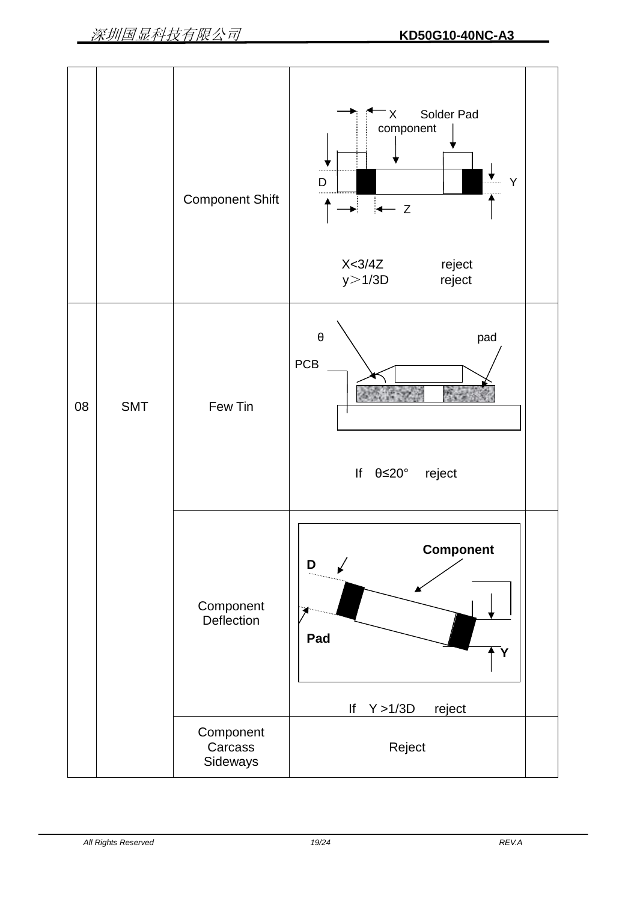| | | | | |
|---|---|---|---|---|
| | | Component Shift | X Solder Pad component D Y Z<br>X<3/4Z reject<br>y＞1/3D reject | |
| 08 | SMT | Few Tin | θ pad PCB<br>If θ≤20° reject | |
| | | Component Deflection | Component D Pad Y<br>If Y >1/3D reject | |
| | | Component Carcass Sideways | Reject | |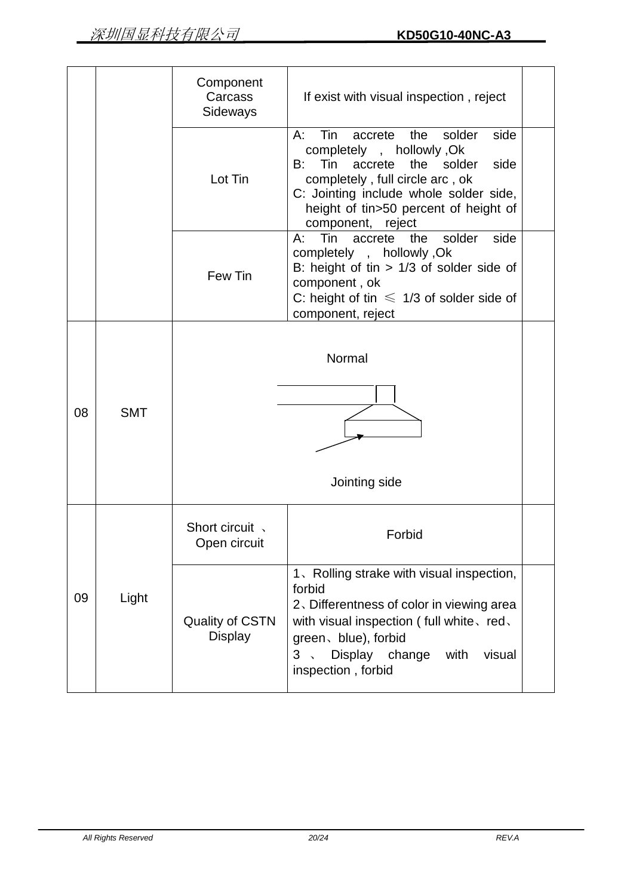| | | Component Carcass Sideways | If exist with visual inspection , reject | |
|---|---|---|---|---|
| | | Lot Tin | A: Tin accrete the solder side completely , hollowly ,Ok<br>B: Tin accrete the solder side completely , full circle arc , ok<br>C: Jointing include whole solder side, height of tin>50 percent of height of component, reject | |
| | | Few Tin | A: Tin accrete the solder side completely , hollowly ,Ok<br>B: height of tin > 1/3 of solder side of component , ok<br>C: height of tin ≤ 1/3 of solder side of component, reject | |
| 08 | SMT | Normal<br><br>Jointing side | | |
| 09 | Light | Short circuit 、 Open circuit | Forbid | |
| | | Quality of CSTN Display | 1、Rolling strake with visual inspection, forbid<br>2、Differentness of color in viewing area with visual inspection ( full white、red、green、blue), forbid<br>3 、 Display change with visual inspection , forbid | |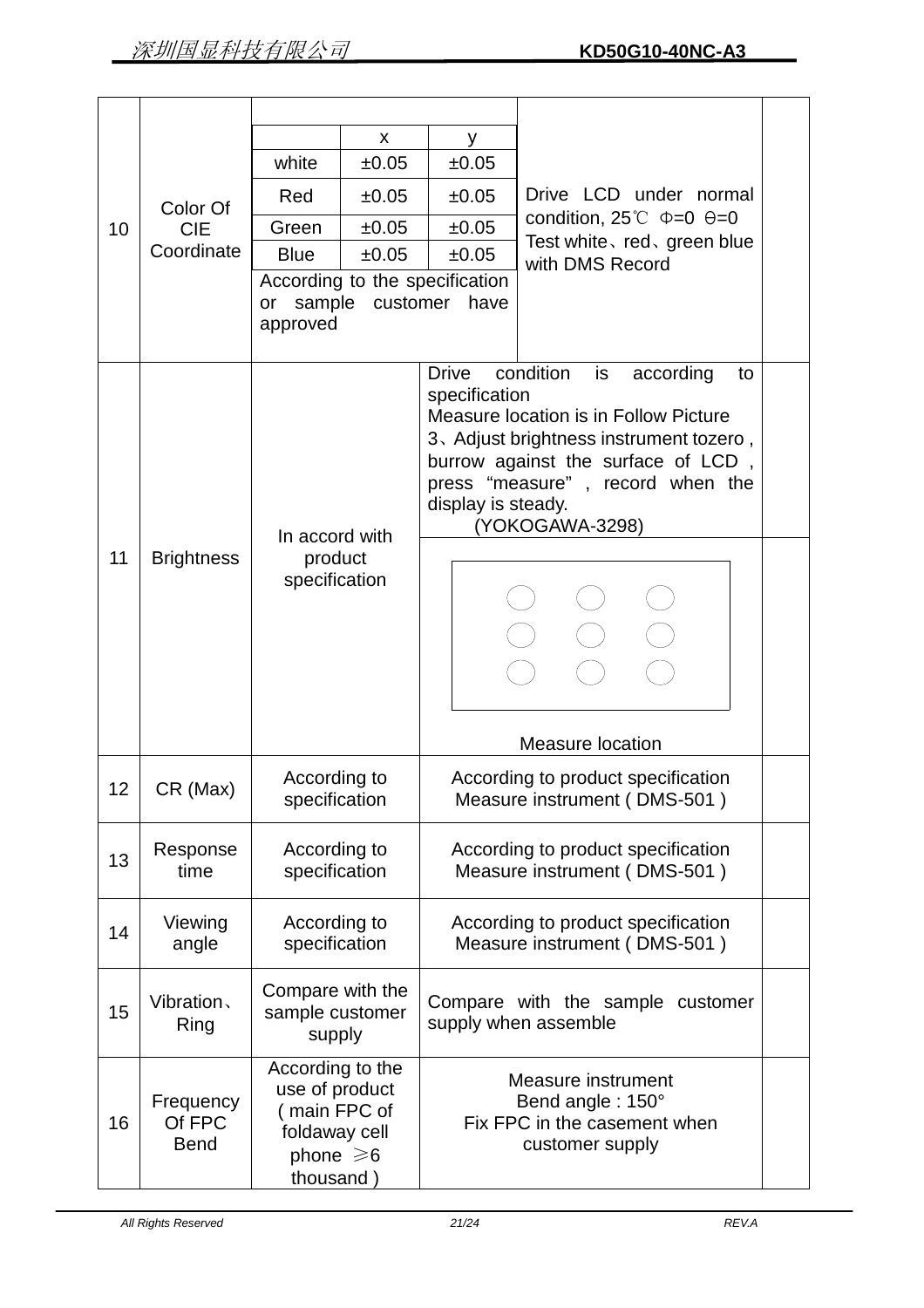| 10 | Color Of CIE Coordinate | | x | y | Drive LCD under normal condition, 25℃ Φ=0 Θ=0 Test white、red、green blue with DMS Record | |
|---|---|---|---|---|---|---|
| | | white | ±0.05 | ±0.05 | | |
| | | Red | ±0.05 | ±0.05 | | |
| | | Green | ±0.05 | ±0.05 | | |
| | | Blue | ±0.05 | ±0.05 | | |
| | | According to the specification or sample customer have approved | | | | |
| 11 | Brightness | In accord with product specification | | | Drive condition is according to specification Measure location is in Follow Picture 3、Adjust brightness instrument tozero , burrow against the surface of LCD , press “measure” , record when the display is steady. (YOKOGAWA-3298) Measure location | |
| 12 | CR (Max) | According to specification | | | According to product specification Measure instrument ( DMS-501 ) | |
| 13 | Response time | According to specification | | | According to product specification Measure instrument ( DMS-501 ) | |
| 14 | Viewing angle | According to specification | | | According to product specification Measure instrument ( DMS-501 ) | |
| 15 | Vibration、Ring | Compare with the sample customer supply | | | Compare with the sample customer supply when assemble | |
| 16 | Frequency Of FPC Bend | According to the use of product ( main FPC of foldaway cell phone ≥6 thousand ) | | | Measure instrument Bend angle : 150° Fix FPC in the casement when customer supply | |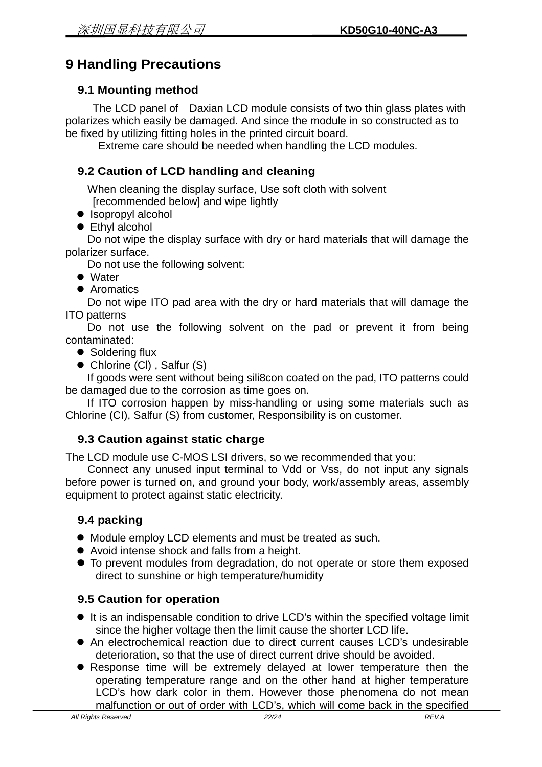# 9 Handling Precautions

## 9.1 Mounting method

The LCD panel of  Daxian LCD module consists of two thin glass plates with polarizes which easily be damaged. And since the module in so constructed as to be fixed by utilizing fitting holes in the printed circuit board.

Extreme care should be needed when handling the LCD modules.

## 9.2 Caution of LCD handling and cleaning

When cleaning the display surface, Use soft cloth with solvent [recommended below] and wipe lightly

- Isopropyl alcohol
- Ethyl alcohol

Do not wipe the display surface with dry or hard materials that will damage the polarizer surface.

Do not use the following solvent:

- Water
- Aromatics

Do not wipe ITO pad area with the dry or hard materials that will damage the ITO patterns

Do not use the following solvent on the pad or prevent it from being contaminated:

- Soldering flux
- Chlorine (Cl) , Salfur (S)

If goods were sent without being sili8con coated on the pad, ITO patterns could be damaged due to the corrosion as time goes on.

If ITO corrosion happen by miss-handling or using some materials such as Chlorine (CI), Salfur (S) from customer, Responsibility is on customer.

## 9.3 Caution against static charge

The LCD module use C-MOS LSI drivers, so we recommended that you:

Connect any unused input terminal to Vdd or Vss, do not input any signals before power is turned on, and ground your body, work/assembly areas, assembly equipment to protect against static electricity.

## 9.4 packing

- Module employ LCD elements and must be treated as such.
- Avoid intense shock and falls from a height.
- To prevent modules from degradation, do not operate or store them exposed direct to sunshine or high temperature/humidity

## 9.5 Caution for operation

- It is an indispensable condition to drive LCD's within the specified voltage limit since the higher voltage then the limit cause the shorter LCD life.
- An electrochemical reaction due to direct current causes LCD's undesirable deterioration, so that the use of direct current drive should be avoided.
- Response time will be extremely delayed at lower temperature then the operating temperature range and on the other hand at higher temperature LCD's how dark color in them. However those phenomena do not mean malfunction or out of order with LCD's, which will come back in the specified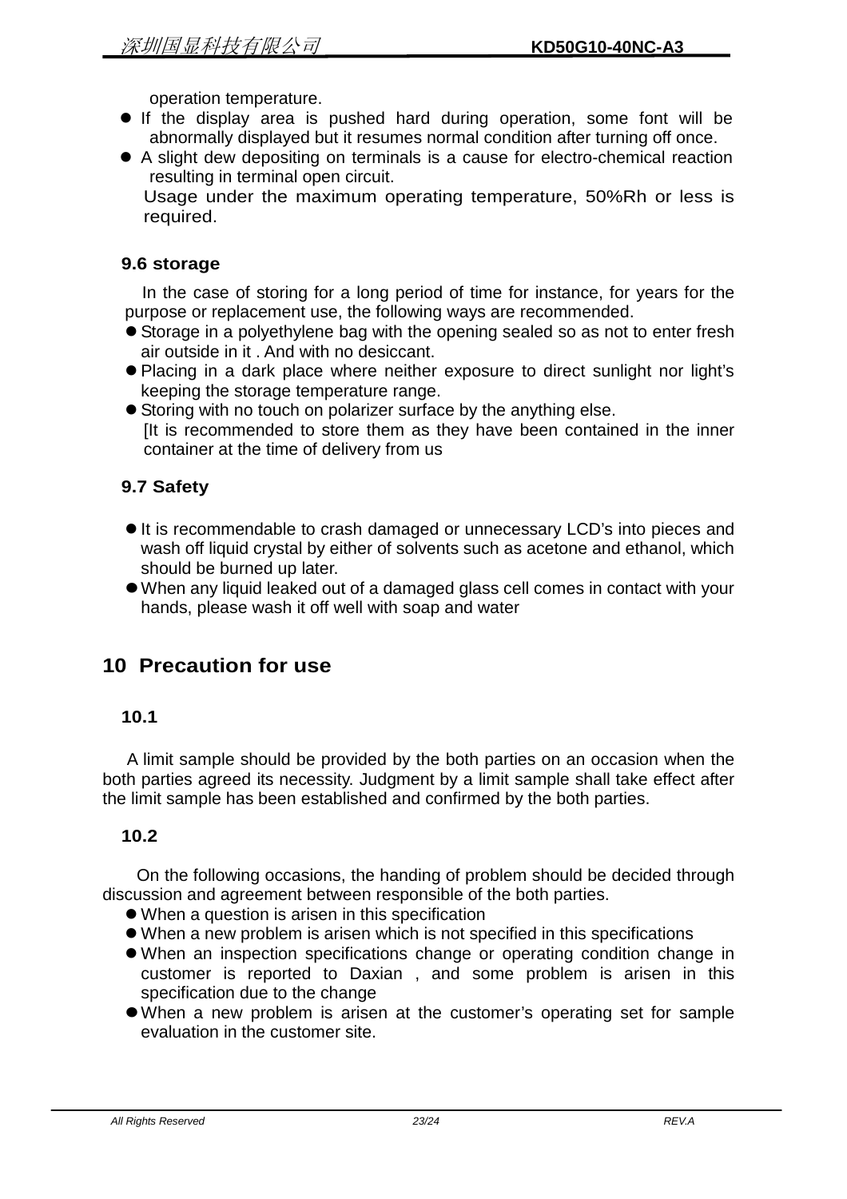operation temperature.

- If the display area is pushed hard during operation, some font will be abnormally displayed but it resumes normal condition after turning off once.
- A slight dew depositing on terminals is a cause for electro-chemical reaction resulting in terminal open circuit.

Usage under the maximum operating temperature, 50%Rh or less is required.

### 9.6 storage

In the case of storing for a long period of time for instance, for years for the purpose or replacement use, the following ways are recommended.

- Storage in a polyethylene bag with the opening sealed so as not to enter fresh air outside in it . And with no desiccant.
- Placing in a dark place where neither exposure to direct sunlight nor light's keeping the storage temperature range.
- Storing with no touch on polarizer surface by the anything else.

[It is recommended to store them as they have been contained in the inner container at the time of delivery from us

### 9.7 Safety

- It is recommendable to crash damaged or unnecessary LCD's into pieces and wash off liquid crystal by either of solvents such as acetone and ethanol, which should be burned up later.
- When any liquid leaked out of a damaged glass cell comes in contact with your hands, please wash it off well with soap and water

## 10 Precaution for use

### 10.1

A limit sample should be provided by the both parties on an occasion when the both parties agreed its necessity. Judgment by a limit sample shall take effect after the limit sample has been established and confirmed by the both parties.

### 10.2

On the following occasions, the handing of problem should be decided through discussion and agreement between responsible of the both parties.

- When a question is arisen in this specification
- When a new problem is arisen which is not specified in this specifications
- When an inspection specifications change or operating condition change in customer is reported to Daxian , and some problem is arisen in this specification due to the change
- When a new problem is arisen at the customer's operating set for sample evaluation in the customer site.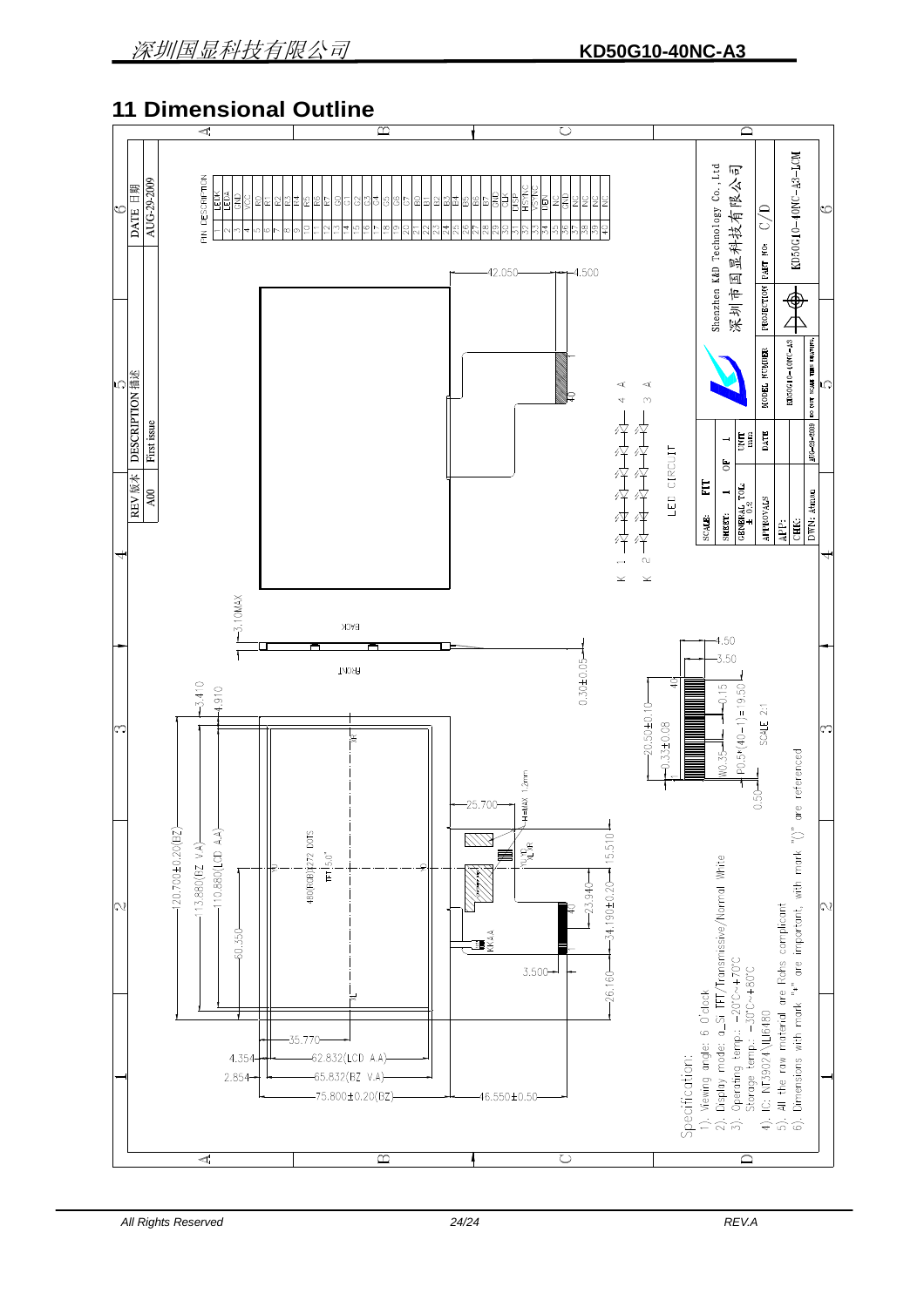# 11 Dimensional Outline

| REV 版本 | DESCRIPTION 描述 | DATE 日期 |
|---|---|---|
| A00 | First issue | AUG-29-2009 |

PIN DESCRIPTION

| | |
|---|---|
| 1 | LEDK |
| 2 | LEDA |
| 3 | GND |
| 4 | VCC |
| 5 | R0 |
| 6 | R1 |
| 7 | R2 |
| 8 | R3 |
| 9 | R4 |
| 10 | R5 |
| 11 | R6 |
| 12 | R7 |
| 13 | G0 |
| 14 | G1 |
| 15 | G2 |
| 16 | G3 |
| 17 | G4 |
| 18 | G5 |
| 19 | G6 |
| 20 | G7 |
| 21 | B0 |
| 22 | B1 |
| 23 | B2 |
| 24 | B3 |
| 25 | B4 |
| 26 | B5 |
| 27 | B6 |
| 28 | B7 |
| 29 | GND |
| 30 | CLK |
| 31 | DISP |
| 32 | HSYNC |
| 33 | VSYNC |
| 34 | DEN |
| 35 | NC |
| 36 | GND |
| 37 | NC |
| 38 | NC |
| 39 | NC |
| 40 | NC |

LED CIRCUIT

Specification:
1). Viewing angle: 6 O'clock
2). Display mode: a_Si TFT/Transmissive/Normal White
3). Operating temp.: −20°C~+70°C
Storage temp.: −30°C~+80°C
4). IC: NT39024(A)U(6)80
5). All the raw material are Rohs complicant
6). Dimensions with mark "*" are important, with mark "()" are referenced

| | | | | |
|---|---|---|---|---|
| SCALE: FIT | | | Shenzhen K&D Technology Co., Ltd 深圳市国显科技有限公司 | |
| SHEET: 1 OF 1 | | | | |
| GENERAL TOL: ± 0.2 | UNIT mm | | PRODUCTION PART NO: C/D | |
| APPROVALS | DATE | MODEL NUMBER | | |
| APP: | | KD50G10-40NC-A3 | | KD50G10-40NC-A3-LCM |
| CHK: | | | | |
| DWN: | AUG-29-2009 | DO NOT SCALE THIS DRAWING | | |